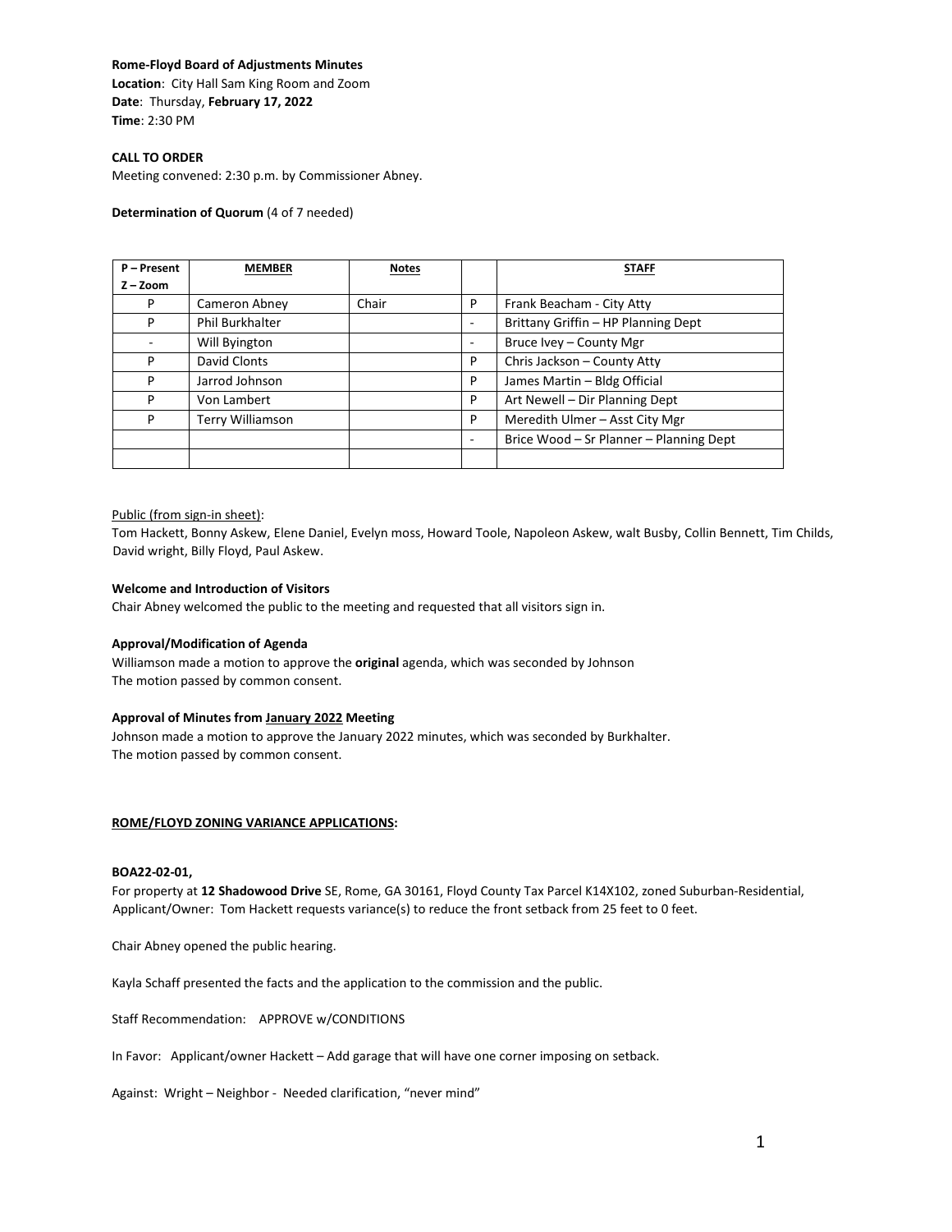**Rome-Floyd Board of Adjustments Minutes**
**Location**: City Hall Sam King Room and Zoom
**Date**: Thursday, **February 17, 2022**
**Time**: 2:30 PM

**CALL TO ORDER**
Meeting convened: 2:30 p.m. by Commissioner Abney.

**Determination of Quorum** (4 of 7 needed)

| P – Present<br>Z – Zoom | **MEMBER** | **Notes** | | **STAFF** |
|---|---|---|---|---|
| P | Cameron Abney | Chair | P | Frank Beacham - City Atty |
| P | Phil Burkhalter | | - | Brittany Griffin – HP Planning Dept |
| - | Will Byington | | - | Bruce Ivey – County Mgr |
| P | David Clonts | | P | Chris Jackson – County Atty |
| P | Jarrod Johnson | | P | James Martin – Bldg Official |
| P | Von Lambert | | P | Art Newell – Dir Planning Dept |
| P | Terry Williamson | | P | Meredith Ulmer – Asst City Mgr |
| | | | - | Brice Wood – Sr Planner – Planning Dept |
| | | | | |

Public (from sign-in sheet):
Tom Hackett, Bonny Askew, Elene Daniel, Evelyn moss, Howard Toole, Napoleon Askew, walt Busby, Collin Bennett, Tim Childs, David wright, Billy Floyd, Paul Askew.

**Welcome and Introduction of Visitors**
Chair Abney welcomed the public to the meeting and requested that all visitors sign in.

**Approval/Modification of Agenda**
Williamson made a motion to approve the **original** agenda, which was seconded by Johnson
The motion passed by common consent.

**Approval of Minutes from January 2022 Meeting**
Johnson made a motion to approve the January 2022 minutes, which was seconded by Burkhalter.
The motion passed by common consent.

**ROME/FLOYD ZONING VARIANCE APPLICATIONS:**

**BOA22-02-01,**
For property at **12 Shadowood Drive** SE, Rome, GA 30161, Floyd County Tax Parcel K14X102, zoned Suburban-Residential, Applicant/Owner: Tom Hackett requests variance(s) to reduce the front setback from 25 feet to 0 feet.

Chair Abney opened the public hearing.

Kayla Schaff presented the facts and the application to the commission and the public.

Staff Recommendation: APPROVE w/CONDITIONS

In Favor: Applicant/owner Hackett – Add garage that will have one corner imposing on setback.

Against: Wright – Neighbor - Needed clarification, "never mind"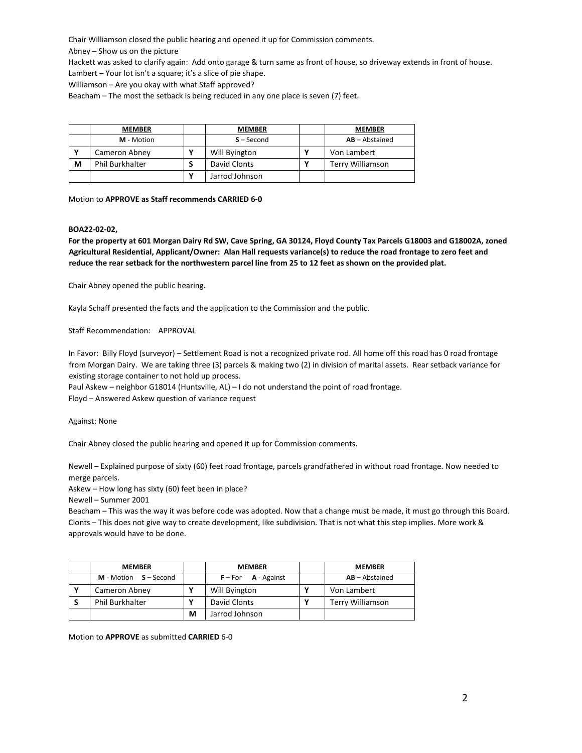Chair Williamson closed the public hearing and opened it up for Commission comments.

Abney – Show us on the picture

Hackett was asked to clarify again: Add onto garage & turn same as front of house, so driveway extends in front of house.

Lambert – Your lot isn't a square; it's a slice of pie shape.

Williamson – Are you okay with what Staff approved?

Beacham – The most the setback is being reduced in any one place is seven (7) feet.

| | MEMBER | | MEMBER | | MEMBER |
|---|---|---|---|---|---|
| | M - Motion | | S – Second | | AB – Abstained |
| Y | Cameron Abney | Y | Will Byington | Y | Von Lambert |
| M | Phil Burkhalter | S | David Clonts | Y | Terry Williamson |
| | | Y | Jarrod Johnson | | |

Motion to **APPROVE as Staff recommends CARRIED 6-0**

**BOA22-02-02,**

**For the property at 601 Morgan Dairy Rd SW, Cave Spring, GA 30124, Floyd County Tax Parcels G18003 and G18002A, zoned Agricultural Residential, Applicant/Owner: Alan Hall requests variance(s) to reduce the road frontage to zero feet and reduce the rear setback for the northwestern parcel line from 25 to 12 feet as shown on the provided plat.**

Chair Abney opened the public hearing.

Kayla Schaff presented the facts and the application to the Commission and the public.

Staff Recommendation: APPROVAL

In Favor: Billy Floyd (surveyor) – Settlement Road is not a recognized private rod. All home off this road has 0 road frontage from Morgan Dairy. We are taking three (3) parcels & making two (2) in division of marital assets. Rear setback variance for existing storage container to not hold up process.

Paul Askew – neighbor G18014 (Huntsville, AL) – I do not understand the point of road frontage.

Floyd – Answered Askew question of variance request

Against: None

Chair Abney closed the public hearing and opened it up for Commission comments.

Newell – Explained purpose of sixty (60) feet road frontage, parcels grandfathered in without road frontage. Now needed to merge parcels.

Askew – How long has sixty (60) feet been in place?

Newell – Summer 2001

Beacham – This was the way it was before code was adopted. Now that a change must be made, it must go through this Board.

Clonts – This does not give way to create development, like subdivision. That is not what this step implies. More work & approvals would have to be done.

| | MEMBER | | MEMBER | | MEMBER |
|---|---|---|---|---|---|
| | M - Motion S – Second | | F – For A - Against | | AB – Abstained |
| Y | Cameron Abney | Y | Will Byington | Y | Von Lambert |
| S | Phil Burkhalter | Y | David Clonts | Y | Terry Williamson |
| | | M | Jarrod Johnson | | |

Motion to **APPROVE** as submitted **CARRIED** 6-0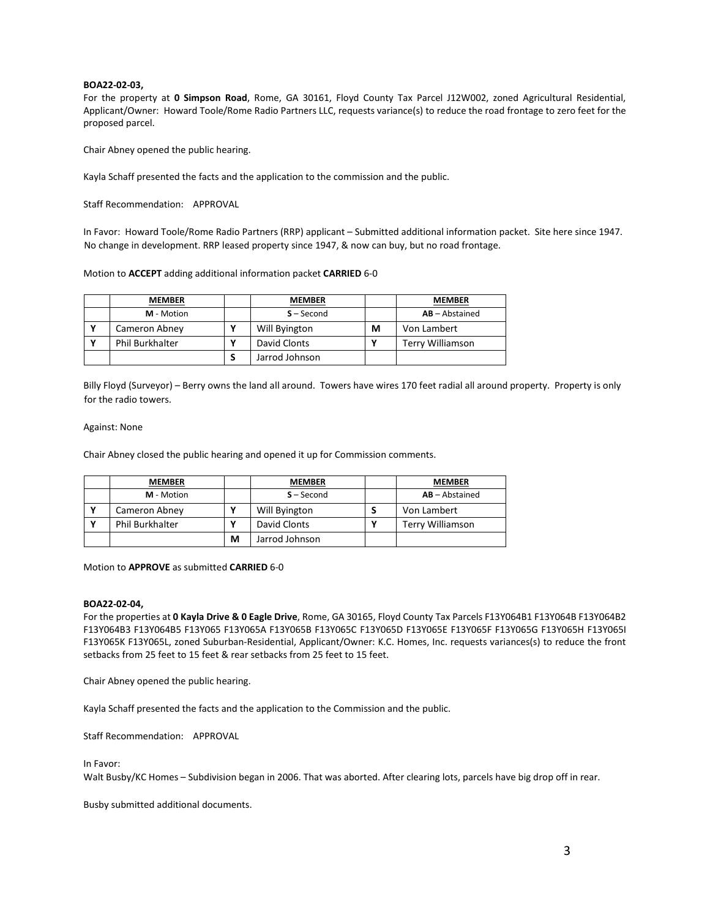**BOA22-02-03,**
For the property at **0 Simpson Road**, Rome, GA 30161, Floyd County Tax Parcel J12W002, zoned Agricultural Residential, Applicant/Owner: Howard Toole/Rome Radio Partners LLC, requests variance(s) to reduce the road frontage to zero feet for the proposed parcel.

Chair Abney opened the public hearing.

Kayla Schaff presented the facts and the application to the commission and the public.

Staff Recommendation: APPROVAL

In Favor: Howard Toole/Rome Radio Partners (RRP) applicant – Submitted additional information packet. Site here since 1947. No change in development. RRP leased property since 1947, & now can buy, but no road frontage.

Motion to **ACCEPT** adding additional information packet **CARRIED** 6-0

| | **MEMBER** | | **MEMBER** | | **MEMBER** |
|---|---|---|---|---|---|
| | **M** - Motion | | **S** – Second | | **AB** – Abstained |
| Y | Cameron Abney | Y | Will Byington | M | Von Lambert |
| Y | Phil Burkhalter | Y | David Clonts | Y | Terry Williamson |
| | | S | Jarrod Johnson | | |

Billy Floyd (Surveyor) – Berry owns the land all around. Towers have wires 170 feet radial all around property. Property is only for the radio towers.

Against: None

Chair Abney closed the public hearing and opened it up for Commission comments.

| | **MEMBER** | | **MEMBER** | | **MEMBER** |
|---|---|---|---|---|---|
| | **M** - Motion | | **S** – Second | | **AB** – Abstained |
| Y | Cameron Abney | Y | Will Byington | S | Von Lambert |
| Y | Phil Burkhalter | Y | David Clonts | Y | Terry Williamson |
| | | M | Jarrod Johnson | | |

Motion to **APPROVE** as submitted **CARRIED** 6-0

**BOA22-02-04,**
For the properties at **0 Kayla Drive & 0 Eagle Drive**, Rome, GA 30165, Floyd County Tax Parcels F13Y064B1 F13Y064B F13Y064B2 F13Y064B3 F13Y064B5 F13Y065 F13Y065A F13Y065B F13Y065C F13Y065D F13Y065E F13Y065F F13Y065G F13Y065H F13Y065I F13Y065K F13Y065L, zoned Suburban-Residential, Applicant/Owner: K.C. Homes, Inc. requests variances(s) to reduce the front setbacks from 25 feet to 15 feet & rear setbacks from 25 feet to 15 feet.

Chair Abney opened the public hearing.

Kayla Schaff presented the facts and the application to the Commission and the public.

Staff Recommendation: APPROVAL

In Favor:
Walt Busby/KC Homes – Subdivision began in 2006. That was aborted. After clearing lots, parcels have big drop off in rear.

Busby submitted additional documents.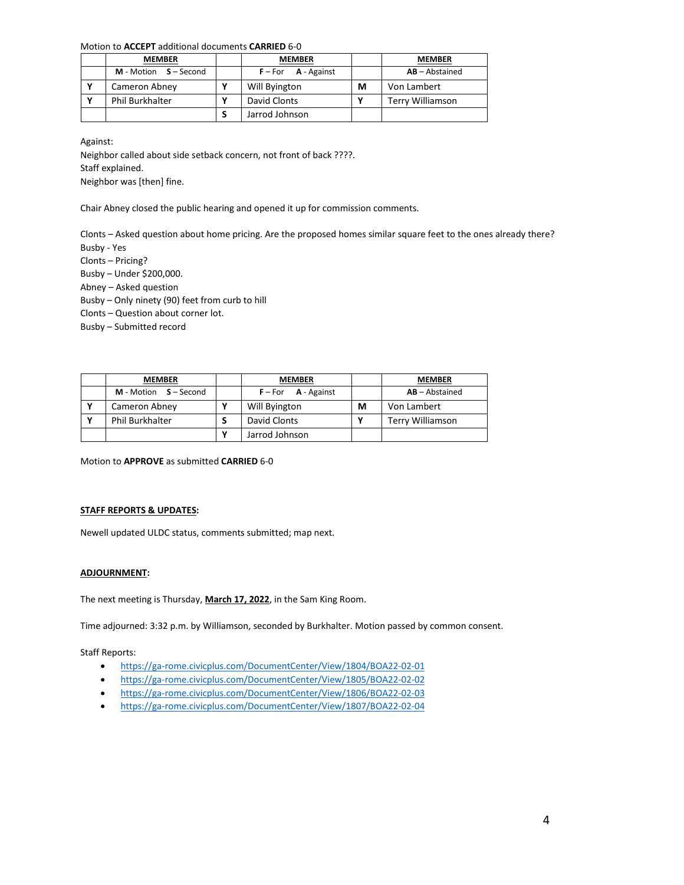Motion to **ACCEPT** additional documents **CARRIED** 6-0

| | MEMBER | | MEMBER | | MEMBER |
|---|---|---|---|---|---|
| | **M** - Motion **S** – Second | | **F** – For **A** - Against | | **AB** – Abstained |
| **Y** | Cameron Abney | **Y** | Will Byington | **M** | Von Lambert |
| **Y** | Phil Burkhalter | **Y** | David Clonts | **Y** | Terry Williamson |
| | | **S** | Jarrod Johnson | | |

Against:
Neighbor called about side setback concern, not front of back ????.
Staff explained.
Neighbor was [then] fine.

Chair Abney closed the public hearing and opened it up for commission comments.

Clonts – Asked question about home pricing. Are the proposed homes similar square feet to the ones already there?
Busby - Yes
Clonts – Pricing?
Busby – Under $200,000.
Abney – Asked question
Busby – Only ninety (90) feet from curb to hill
Clonts – Question about corner lot.
Busby – Submitted record

| | MEMBER | | MEMBER | | MEMBER |
|---|---|---|---|---|---|
| | **M** - Motion **S** – Second | | **F** – For **A** - Against | | **AB** – Abstained |
| **Y** | Cameron Abney | **Y** | Will Byington | **M** | Von Lambert |
| **Y** | Phil Burkhalter | **S** | David Clonts | **Y** | Terry Williamson |
| | | **Y** | Jarrod Johnson | | |

Motion to **APPROVE** as submitted **CARRIED** 6-0

**STAFF REPORTS & UPDATES:**

Newell updated ULDC status, comments submitted; map next.

**ADJOURNMENT:**

The next meeting is Thursday, **March 17, 2022**, in the Sam King Room.

Time adjourned: 3:32 p.m. by Williamson, seconded by Burkhalter. Motion passed by common consent.

Staff Reports:

- https://ga-rome.civicplus.com/DocumentCenter/View/1804/BOA22-02-01
- https://ga-rome.civicplus.com/DocumentCenter/View/1805/BOA22-02-02
- https://ga-rome.civicplus.com/DocumentCenter/View/1806/BOA22-02-03
- https://ga-rome.civicplus.com/DocumentCenter/View/1807/BOA22-02-04